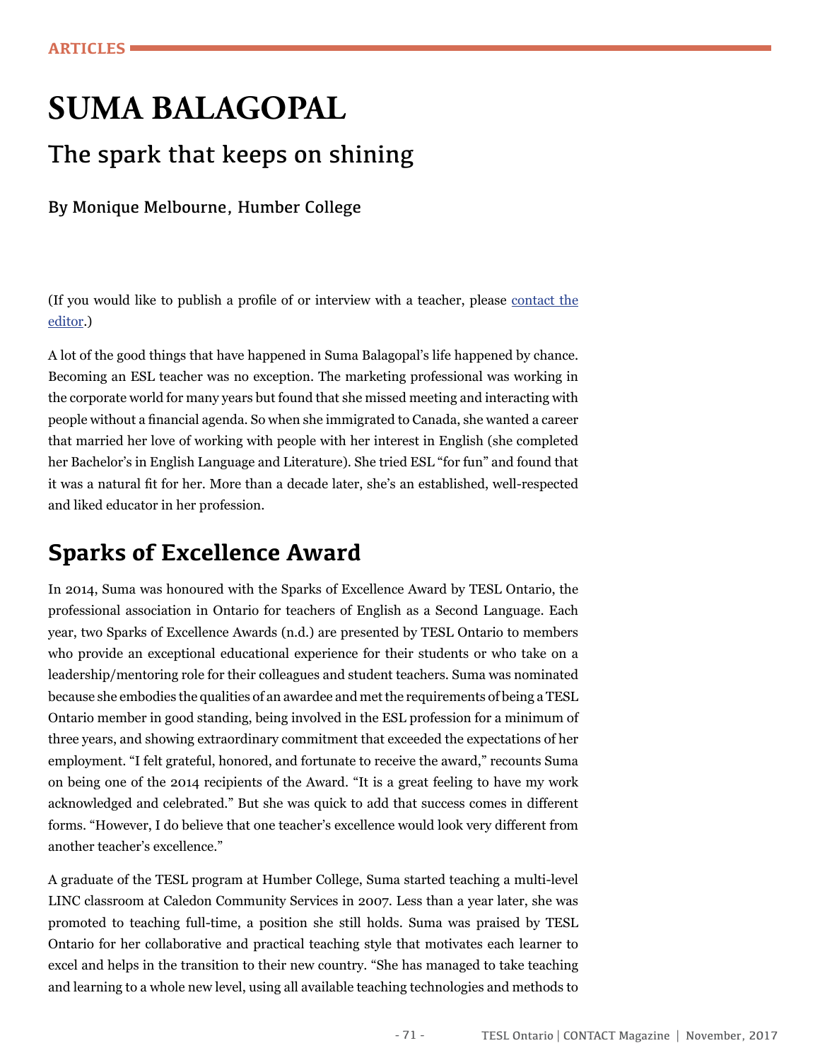ARTICLES

# SUMA BALAGOPAL

## The spark that keeps on shining

By Monique Melbourne, Humber College

(If you would like to publish a profile of or interview with a teacher, please contact the editor.)

A lot of the good things that have happened in Suma Balagopal's life happened by chance. Becoming an ESL teacher was no exception. The marketing professional was working in the corporate world for many years but found that she missed meeting and interacting with people without a financial agenda. So when she immigrated to Canada, she wanted a career that married her love of working with people with her interest in English (she completed her Bachelor's in English Language and Literature). She tried ESL "for fun" and found that it was a natural fit for her. More than a decade later, she's an established, well-respected and liked educator in her profession.

## Sparks of Excellence Award

In 2014, Suma was honoured with the Sparks of Excellence Award by TESL Ontario, the professional association in Ontario for teachers of English as a Second Language. Each year, two Sparks of Excellence Awards (n.d.) are presented by TESL Ontario to members who provide an exceptional educational experience for their students or who take on a leadership/mentoring role for their colleagues and student teachers. Suma was nominated because she embodies the qualities of an awardee and met the requirements of being a TESL Ontario member in good standing, being involved in the ESL profession for a minimum of three years, and showing extraordinary commitment that exceeded the expectations of her employment. "I felt grateful, honored, and fortunate to receive the award," recounts Suma on being one of the 2014 recipients of the Award. "It is a great feeling to have my work acknowledged and celebrated." But she was quick to add that success comes in different forms. "However, I do believe that one teacher's excellence would look very different from another teacher's excellence."

A graduate of the TESL program at Humber College, Suma started teaching a multi-level LINC classroom at Caledon Community Services in 2007. Less than a year later, she was promoted to teaching full-time, a position she still holds. Suma was praised by TESL Ontario for her collaborative and practical teaching style that motivates each learner to excel and helps in the transition to their new country. "She has managed to take teaching and learning to a whole new level, using all available teaching technologies and methods to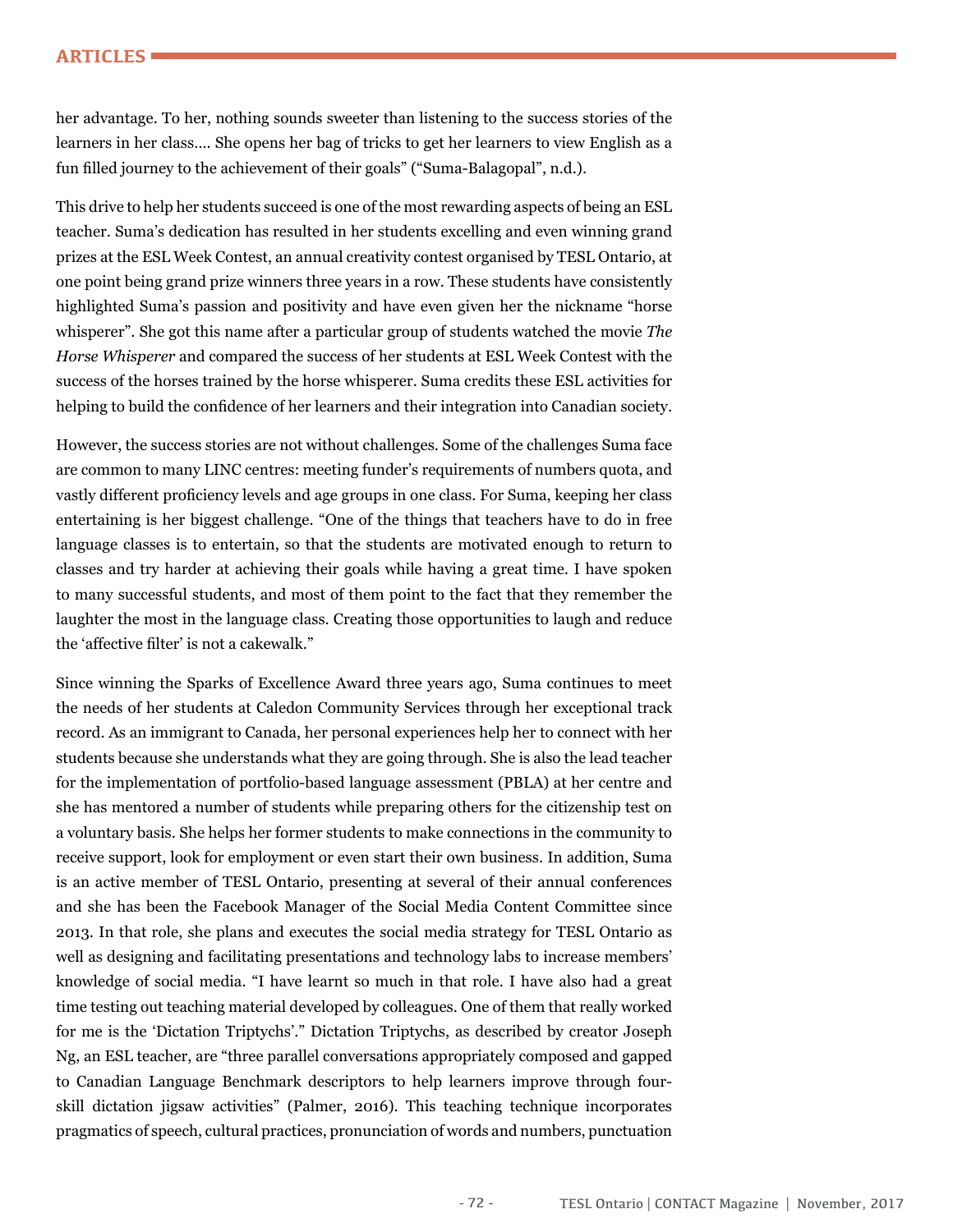her advantage. To her, nothing sounds sweeter than listening to the success stories of the learners in her class.... She opens her bag of tricks to get her learners to view English as a fun filled journey to the achievement of their goals" ("Suma-Balagopal", n.d.).

This drive to help her students succeed is one of the most rewarding aspects of being an ESL teacher. Suma's dedication has resulted in her students excelling and even winning grand prizes at the ESL Week Contest, an annual creativity contest organised by TESL Ontario, at one point being grand prize winners three years in a row. These students have consistently highlighted Suma's passion and positivity and have even given her the nickname "horse whisperer". She got this name after a particular group of students watched the movie *The Horse Whisperer* and compared the success of her students at ESL Week Contest with the success of the horses trained by the horse whisperer. Suma credits these ESL activities for helping to build the confidence of her learners and their integration into Canadian society.

However, the success stories are not without challenges. Some of the challenges Suma face are common to many LINC centres: meeting funder's requirements of numbers quota, and vastly different proficiency levels and age groups in one class. For Suma, keeping her class entertaining is her biggest challenge. "One of the things that teachers have to do in free language classes is to entertain, so that the students are motivated enough to return to classes and try harder at achieving their goals while having a great time. I have spoken to many successful students, and most of them point to the fact that they remember the laughter the most in the language class. Creating those opportunities to laugh and reduce the 'affective filter' is not a cakewalk."

Since winning the Sparks of Excellence Award three years ago, Suma continues to meet the needs of her students at Caledon Community Services through her exceptional track record. As an immigrant to Canada, her personal experiences help her to connect with her students because she understands what they are going through. She is also the lead teacher for the implementation of portfolio-based language assessment (PBLA) at her centre and she has mentored a number of students while preparing others for the citizenship test on a voluntary basis. She helps her former students to make connections in the community to receive support, look for employment or even start their own business. In addition, Suma is an active member of TESL Ontario, presenting at several of their annual conferences and she has been the Facebook Manager of the Social Media Content Committee since 2013. In that role, she plans and executes the social media strategy for TESL Ontario as well as designing and facilitating presentations and technology labs to increase members' knowledge of social media. "I have learnt so much in that role. I have also had a great time testing out teaching material developed by colleagues. One of them that really worked for me is the 'Dictation Triptychs'." Dictation Triptychs, as described by creator Joseph Ng, an ESL teacher, are "three parallel conversations appropriately composed and gapped to Canadian Language Benchmark descriptors to help learners improve through four-skill dictation jigsaw activities" (Palmer, 2016). This teaching technique incorporates pragmatics of speech, cultural practices, pronunciation of words and numbers, punctuation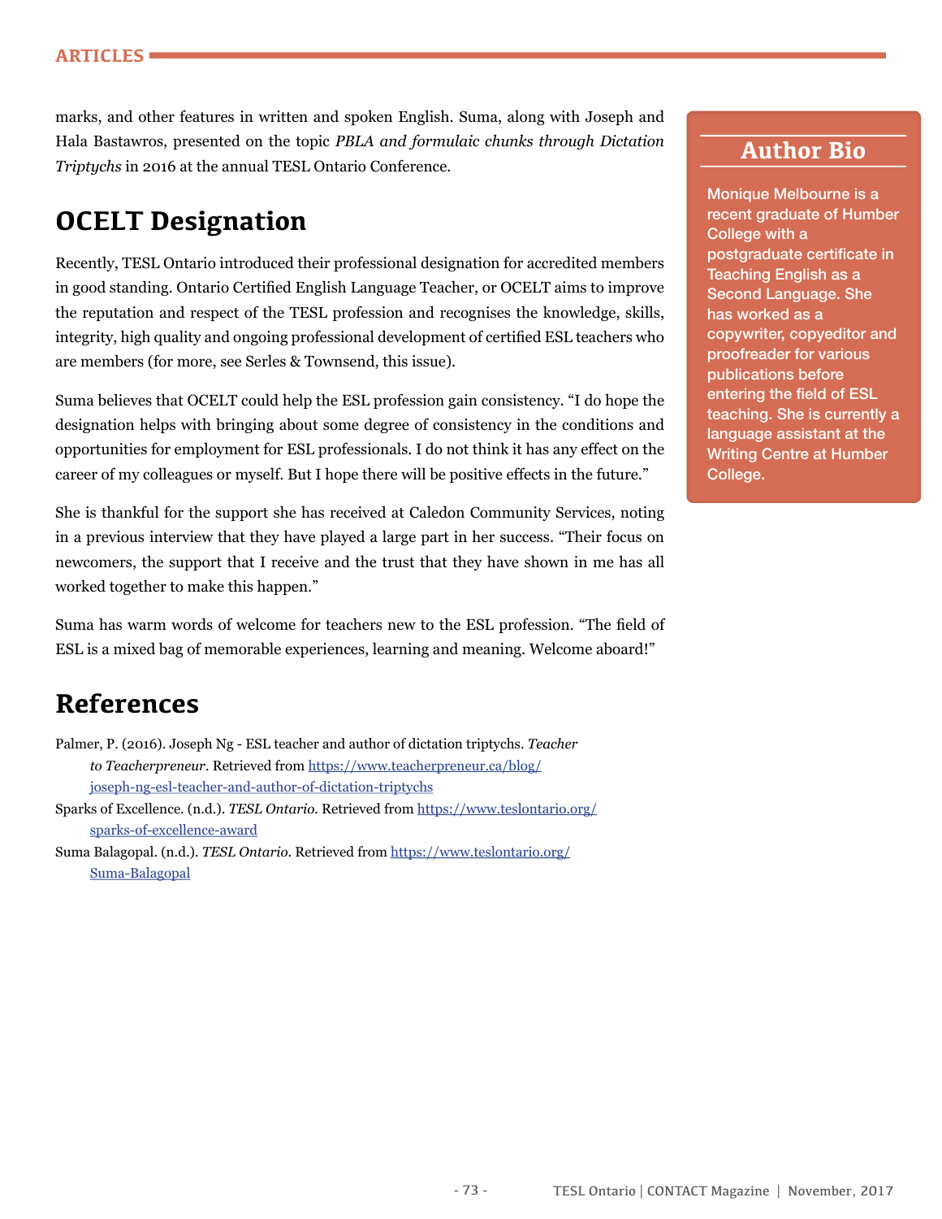marks, and other features in written and spoken English. Suma, along with Joseph and Hala Bastawros, presented on the topic *PBLA and formulaic chunks through Dictation Triptychs* in 2016 at the annual TESL Ontario Conference.

## OCELT Designation

Recently, TESL Ontario introduced their professional designation for accredited members in good standing. Ontario Certified English Language Teacher, or OCELT aims to improve the reputation and respect of the TESL profession and recognises the knowledge, skills, integrity, high quality and ongoing professional development of certified ESL teachers who are members (for more, see Serles & Townsend, this issue).

Suma believes that OCELT could help the ESL profession gain consistency. "I do hope the designation helps with bringing about some degree of consistency in the conditions and opportunities for employment for ESL professionals. I do not think it has any effect on the career of my colleagues or myself. But I hope there will be positive effects in the future."

She is thankful for the support she has received at Caledon Community Services, noting in a previous interview that they have played a large part in her success. "Their focus on newcomers, the support that I receive and the trust that they have shown in me has all worked together to make this happen."

Suma has warm words of welcome for teachers new to the ESL profession. "The field of ESL is a mixed bag of memorable experiences, learning and meaning. Welcome aboard!"

## References

Palmer, P. (2016). Joseph Ng - ESL teacher and author of dictation triptychs. *Teacher to Teacherpreneur*. Retrieved from https://www.teacherpreneur.ca/blog/joseph-ng-esl-teacher-and-author-of-dictation-triptychs

Sparks of Excellence. (n.d.). *TESL Ontario*. Retrieved from https://www.teslontario.org/sparks-of-excellence-award

Suma Balagopal. (n.d.). *TESL Ontario*. Retrieved from https://www.teslontario.org/Suma-Balagopal

## Author Bio

Monique Melbourne is a recent graduate of Humber College with a postgraduate certificate in Teaching English as a Second Language. She has worked as a copywriter, copyeditor and proofreader for various publications before entering the field of ESL teaching. She is currently a language assistant at the Writing Centre at Humber College.